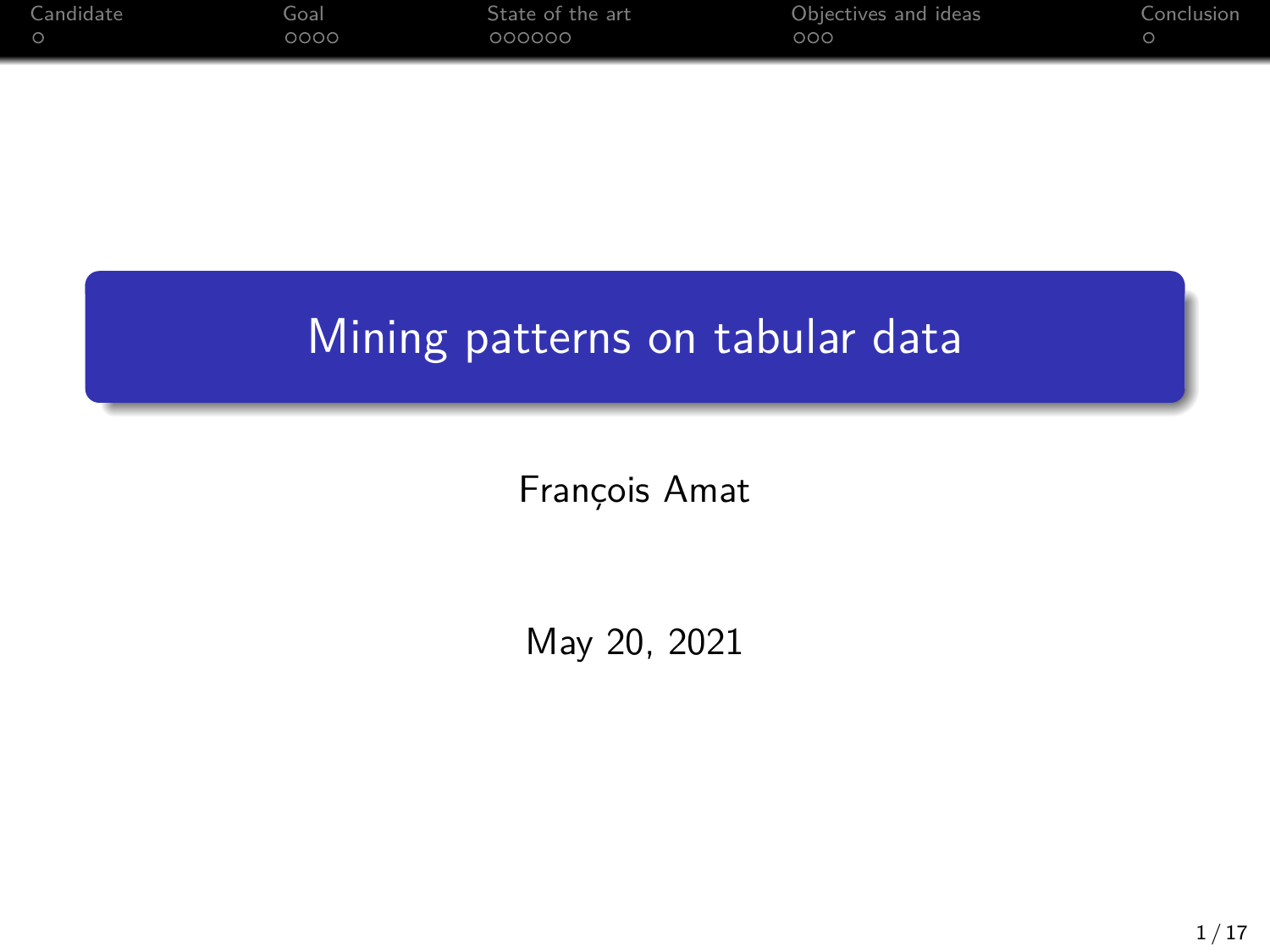# Mining patterns on tabular data

François Amat

May 20, 2021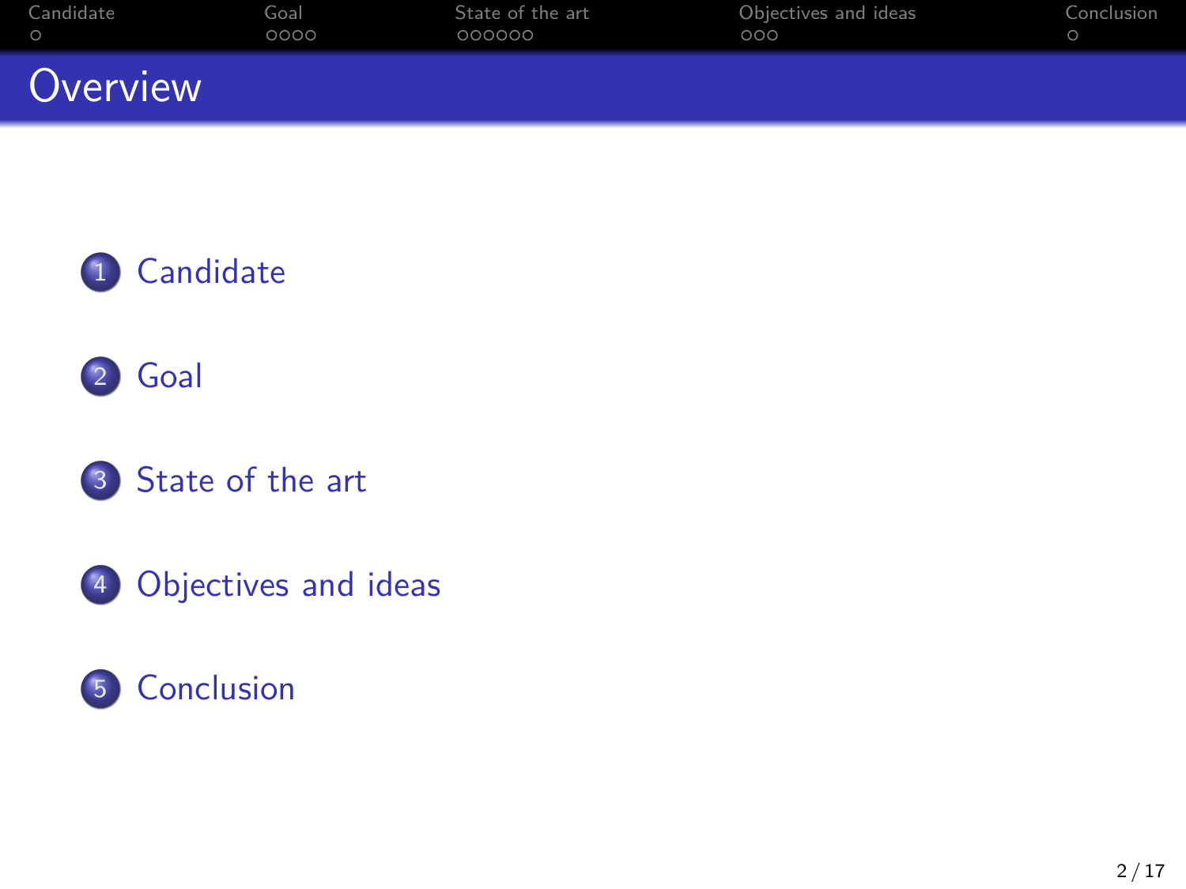# Overview

1. Candidate
2. Goal
3. State of the art
4. Objectives and ideas
5. Conclusion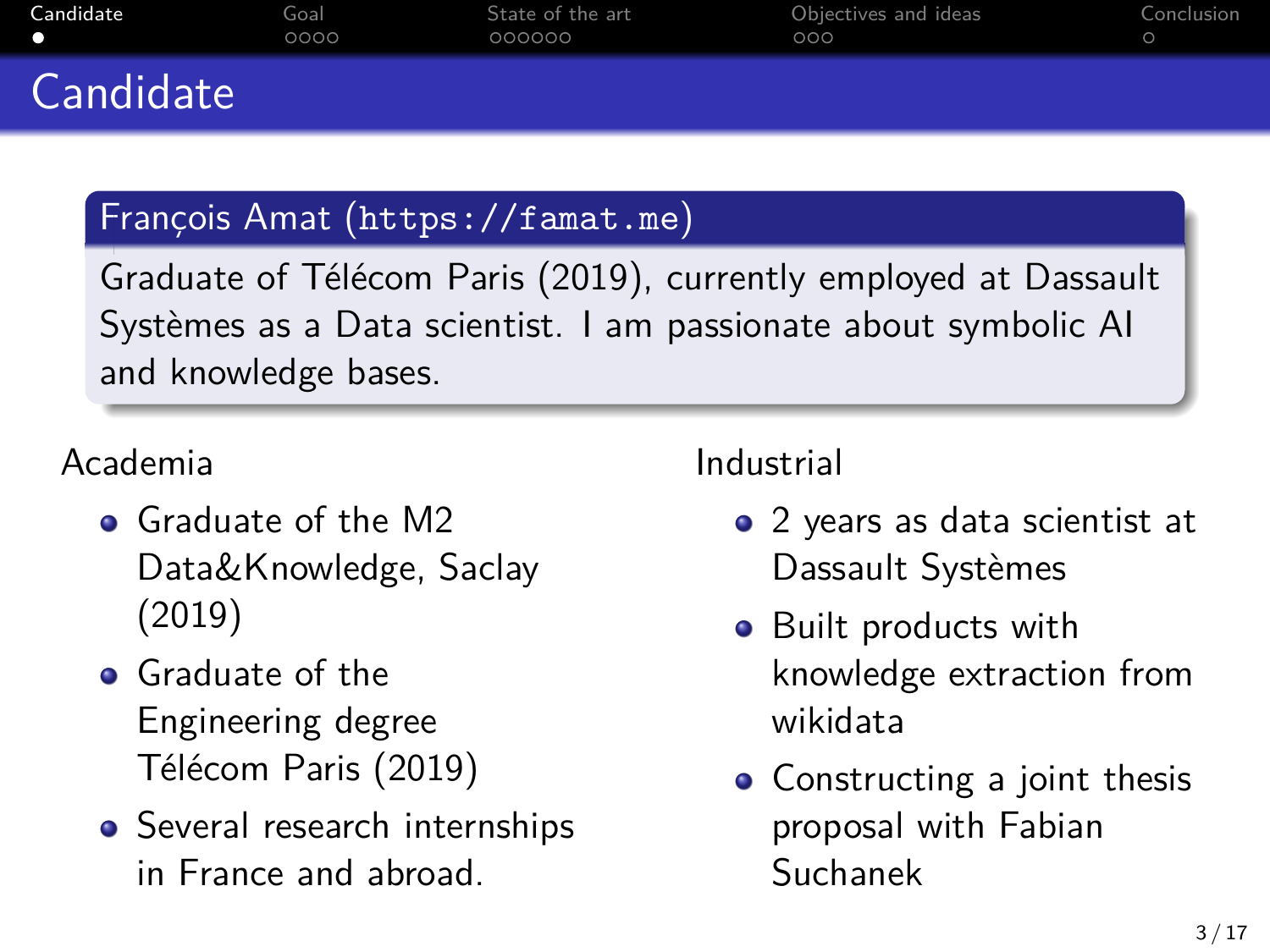# Candidate

## François Amat (https://famat.me)

Graduate of Télécom Paris (2019), currently employed at Dassault Systèmes as a Data scientist. I am passionate about symbolic AI and knowledge bases.

Academia

- Graduate of the M2 Data&Knowledge, Saclay (2019)
- Graduate of the Engineering degree Télécom Paris (2019)
- Several research internships in France and abroad.

Industrial

- 2 years as data scientist at Dassault Systèmes
- Built products with knowledge extraction from wikidata
- Constructing a joint thesis proposal with Fabian Suchanek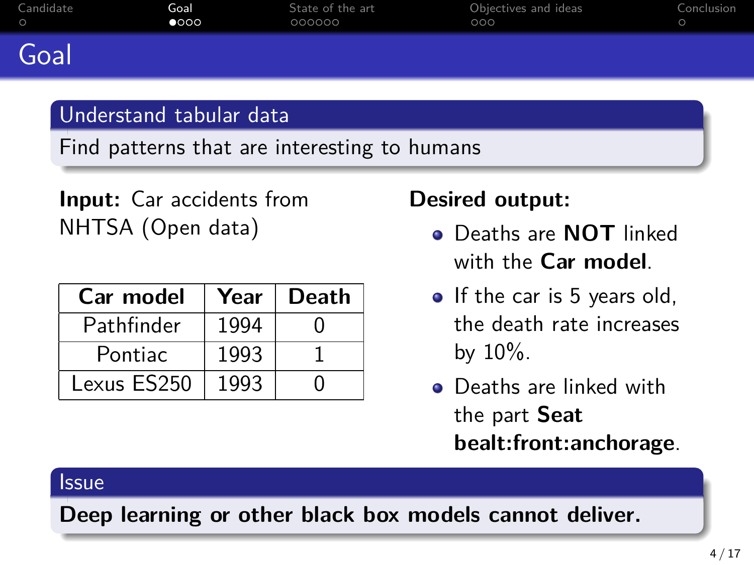# Goal

## Understand tabular data

Find patterns that are interesting to humans

**Input:** Car accidents from NHTSA (Open data)

| Car model | Year | Death |
|---|---|---|
| Pathfinder | 1994 | 0 |
| Pontiac | 1993 | 1 |
| Lexus ES250 | 1993 | 0 |

**Desired output:**

- Deaths are **NOT** linked with the **Car model**.
- If the car is 5 years old, the death rate increases by 10%.
- Deaths are linked with the part **Seat bealt:front:anchorage**.

## Issue

**Deep learning or other black box models cannot deliver.**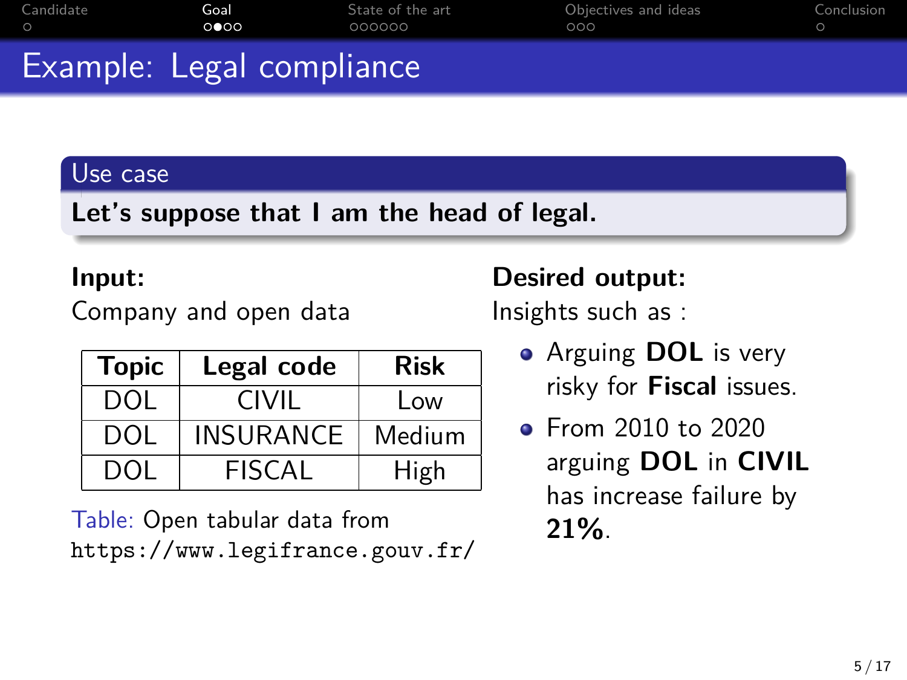# Example: Legal compliance

**Use case**

**Let's suppose that I am the head of legal.**

**Input:**

Company and open data

| Topic | Legal code | Risk |
|---|---|---|
| DOL | CIVIL | Low |
| DOL | INSURANCE | Medium |
| DOL | FISCAL | High |

Table: Open tabular data from https://www.legifrance.gouv.fr/

**Desired output:**

Insights such as :

- Arguing **DOL** is very risky for **Fiscal** issues.
- From 2010 to 2020 arguing **DOL** in **CIVIL** has increase failure by **21%**.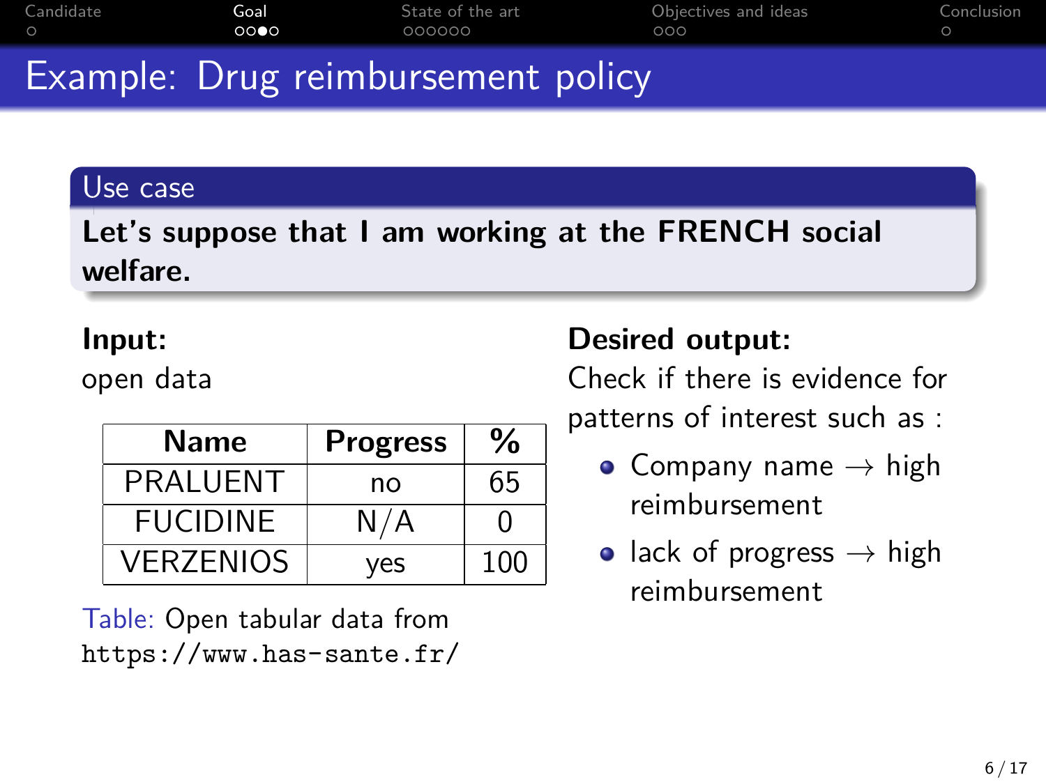# Example: Drug reimbursement policy

**Use case**

**Let's suppose that I am working at the FRENCH social welfare.**

**Input:**

open data

| Name | Progress | % |
|---|---|---|
| PRALUENT | no | 65 |
| FUCIDINE | N/A | 0 |
| VERZENIOS | yes | 100 |

Table: Open tabular data from `https://www.has-sante.fr/`

**Desired output:**

Check if there is evidence for patterns of interest such as :

- Company name $\rightarrow$ high reimbursement
- lack of progress $\rightarrow$ high reimbursement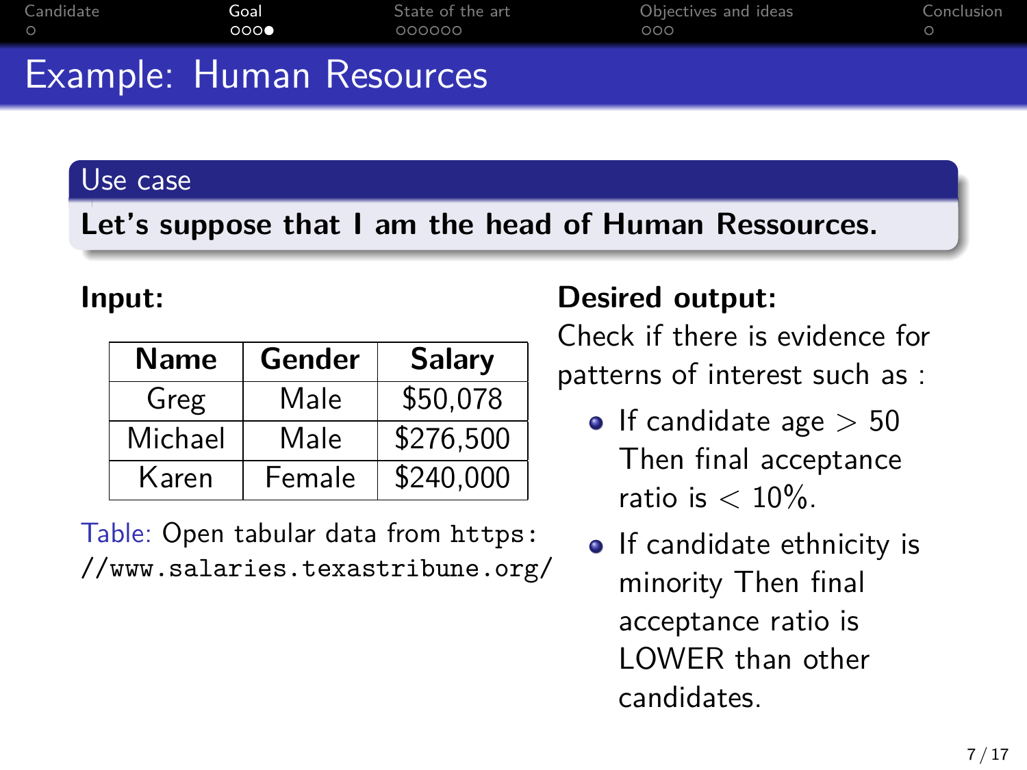# Example: Human Resources

**Use case**

**Let's suppose that I am the head of Human Ressources.**

**Input:**

| Name | Gender | Salary |
| --- | --- | --- |
| Greg | Male | $50,078 |
| Michael | Male | $276,500 |
| Karen | Female | $240,000 |

Table: Open tabular data from `https://www.salaries.texastribune.org/`

**Desired output:**

Check if there is evidence for patterns of interest such as :

- If candidate age $> 50$ Then final acceptance ratio is $< 10\%$.
- If candidate ethnicity is minority Then final acceptance ratio is LOWER than other candidates.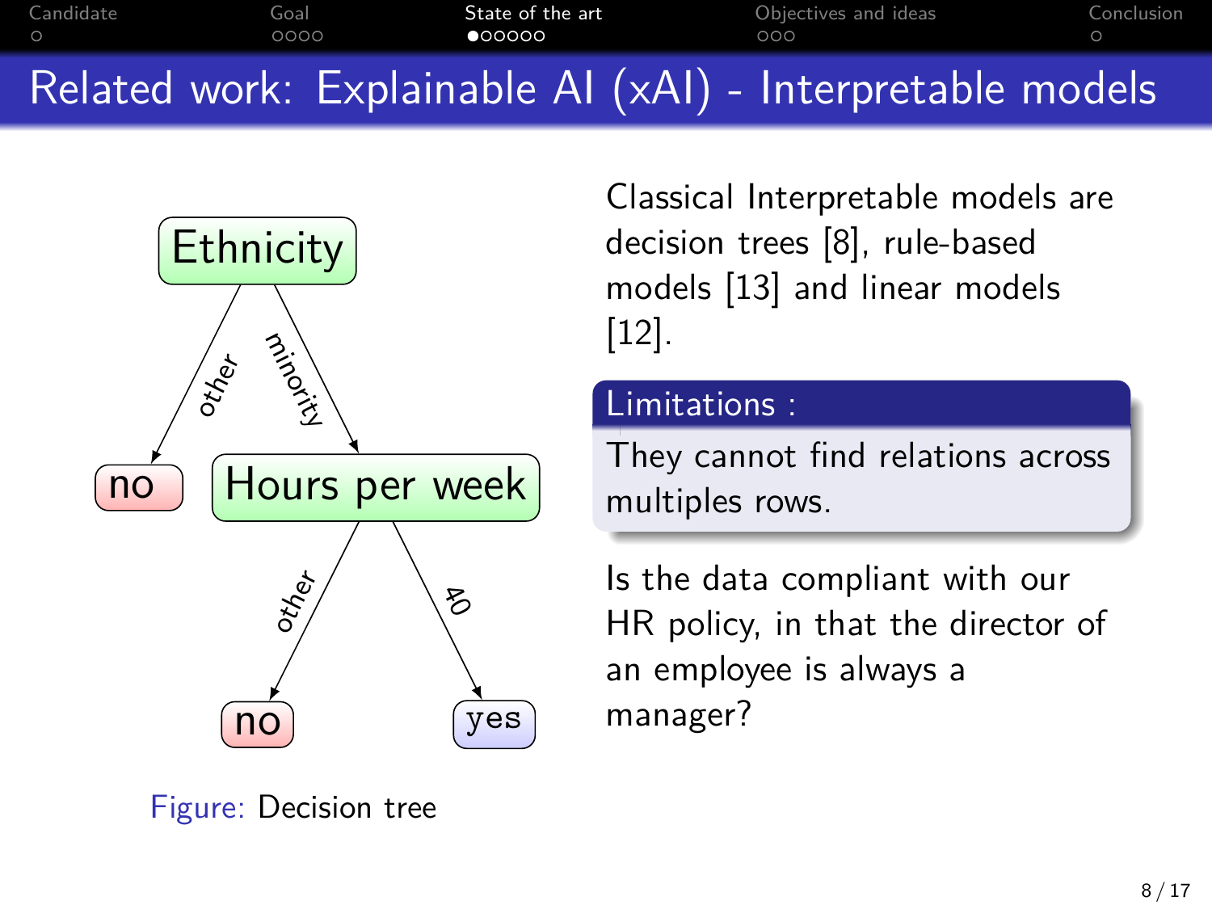# Related work: Explainable AI (xAI) - Interpretable models

Ethnicity
- other → no
- minority → Hours per week
  - other → no
  - 40 → yes

Figure: Decision tree

Classical Interpretable models are decision trees [8], rule-based models [13] and linear models [12].

**Limitations :**

They cannot find relations across multiples rows.

Is the data compliant with our HR policy, in that the director of an employee is always a manager?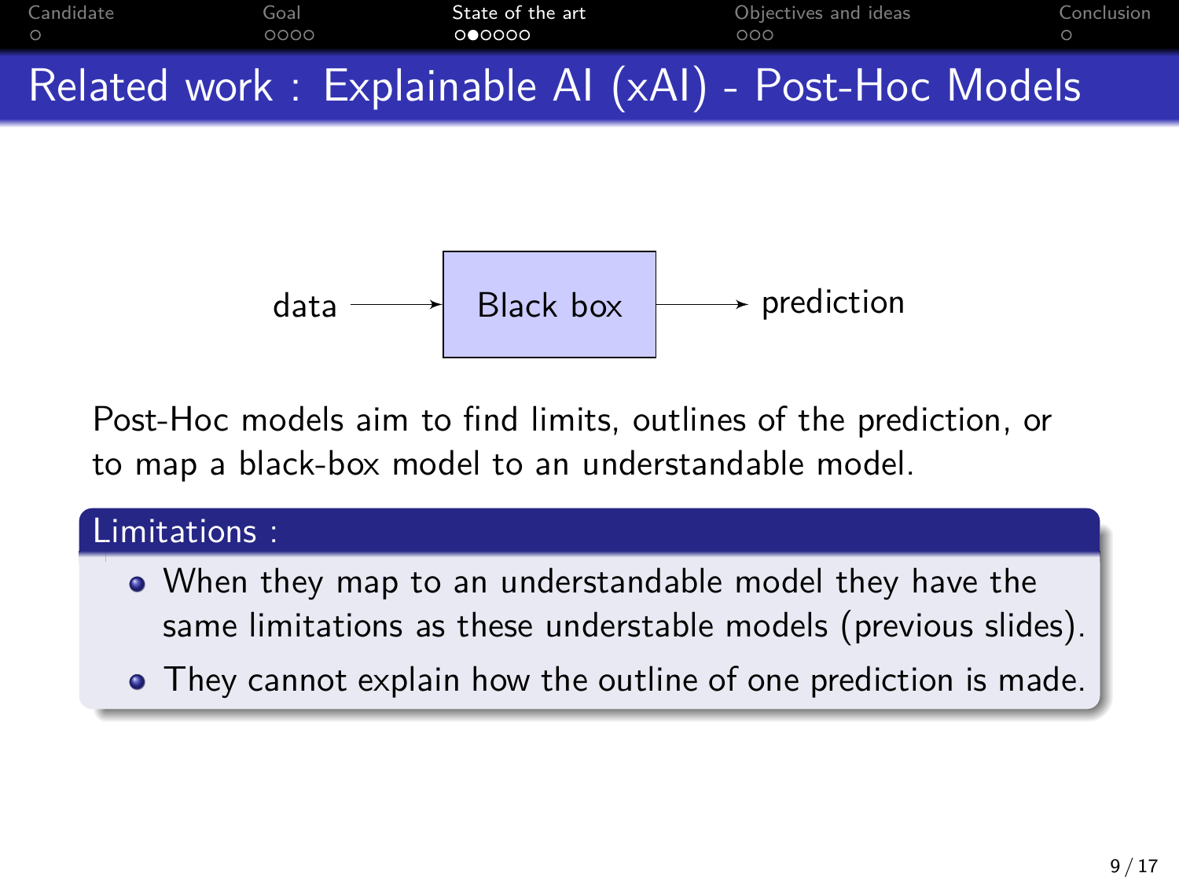# Related work : Explainable AI (xAI) - Post-Hoc Models

data → Black box → prediction

Post-Hoc models aim to find limits, outlines of the prediction, or to map a black-box model to an understandable model.

**Limitations :**

- When they map to an understandable model they have the same limitations as these understable models (previous slides).
- They cannot explain how the outline of one prediction is made.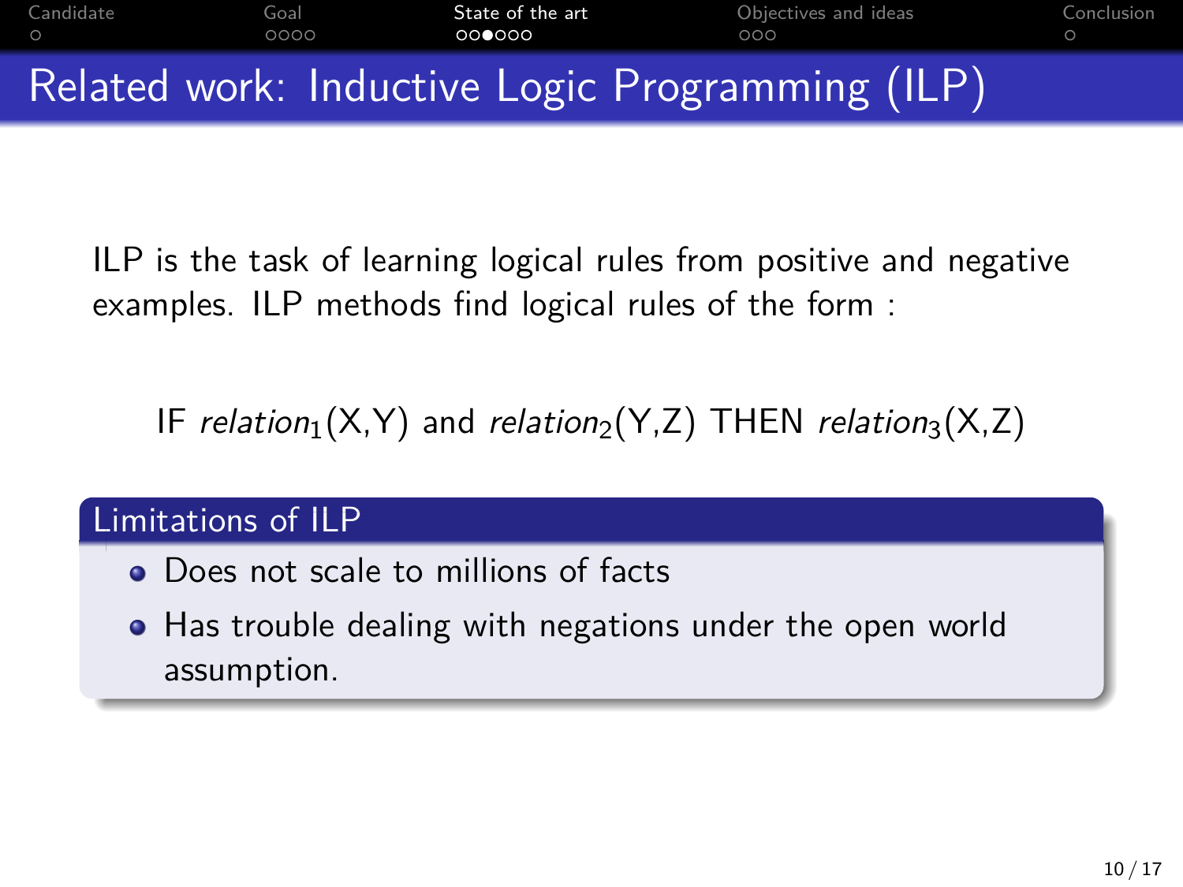# Related work: Inductive Logic Programming (ILP)

ILP is the task of learning logical rules from positive and negative examples. ILP methods find logical rules of the form :

IF $relation_1$(X,Y) and $relation_2$(Y,Z) THEN $relation_3$(X,Z)

## Limitations of ILP

- Does not scale to millions of facts
- Has trouble dealing with negations under the open world assumption.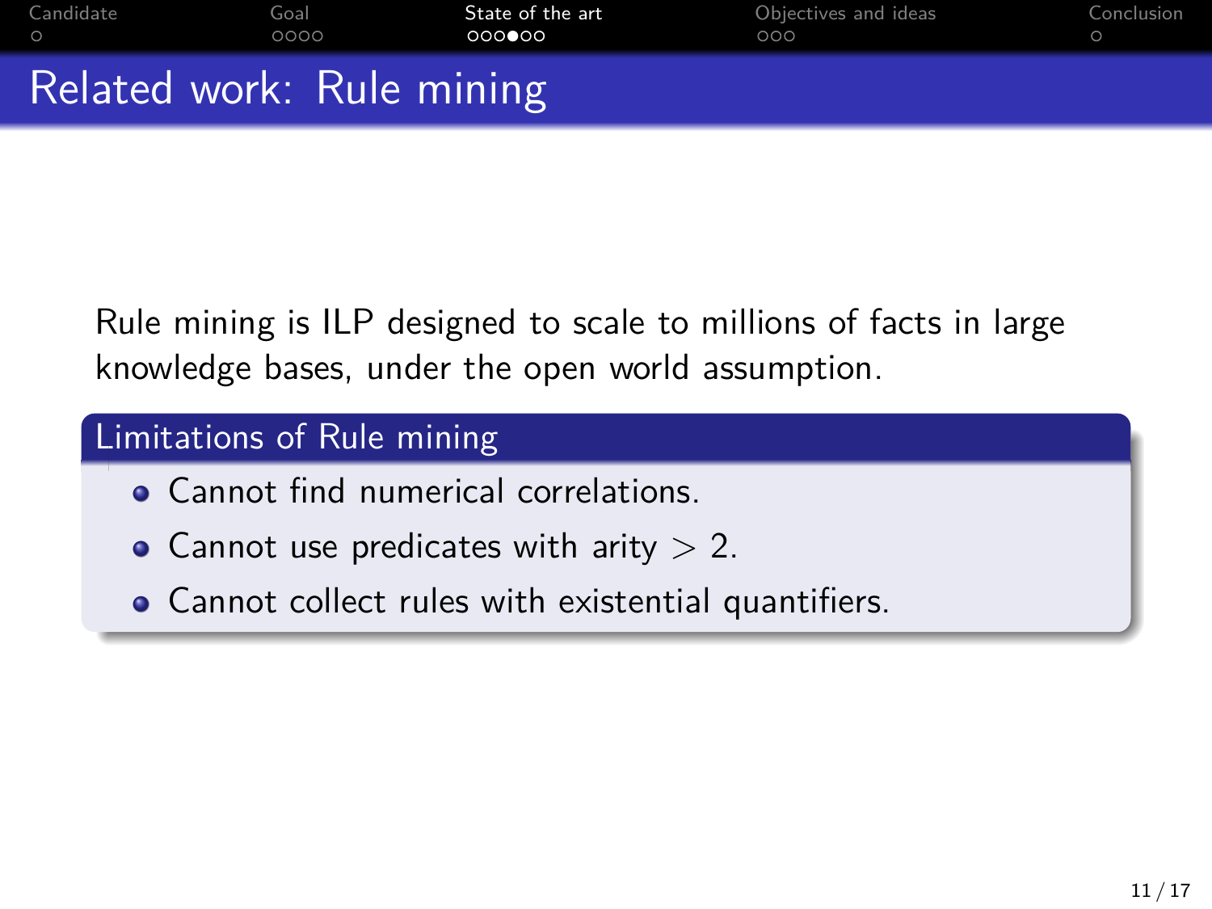# Related work: Rule mining

Rule mining is ILP designed to scale to millions of facts in large knowledge bases, under the open world assumption.

### Limitations of Rule mining

- Cannot find numerical correlations.
- Cannot use predicates with arity $> 2$.
- Cannot collect rules with existential quantifiers.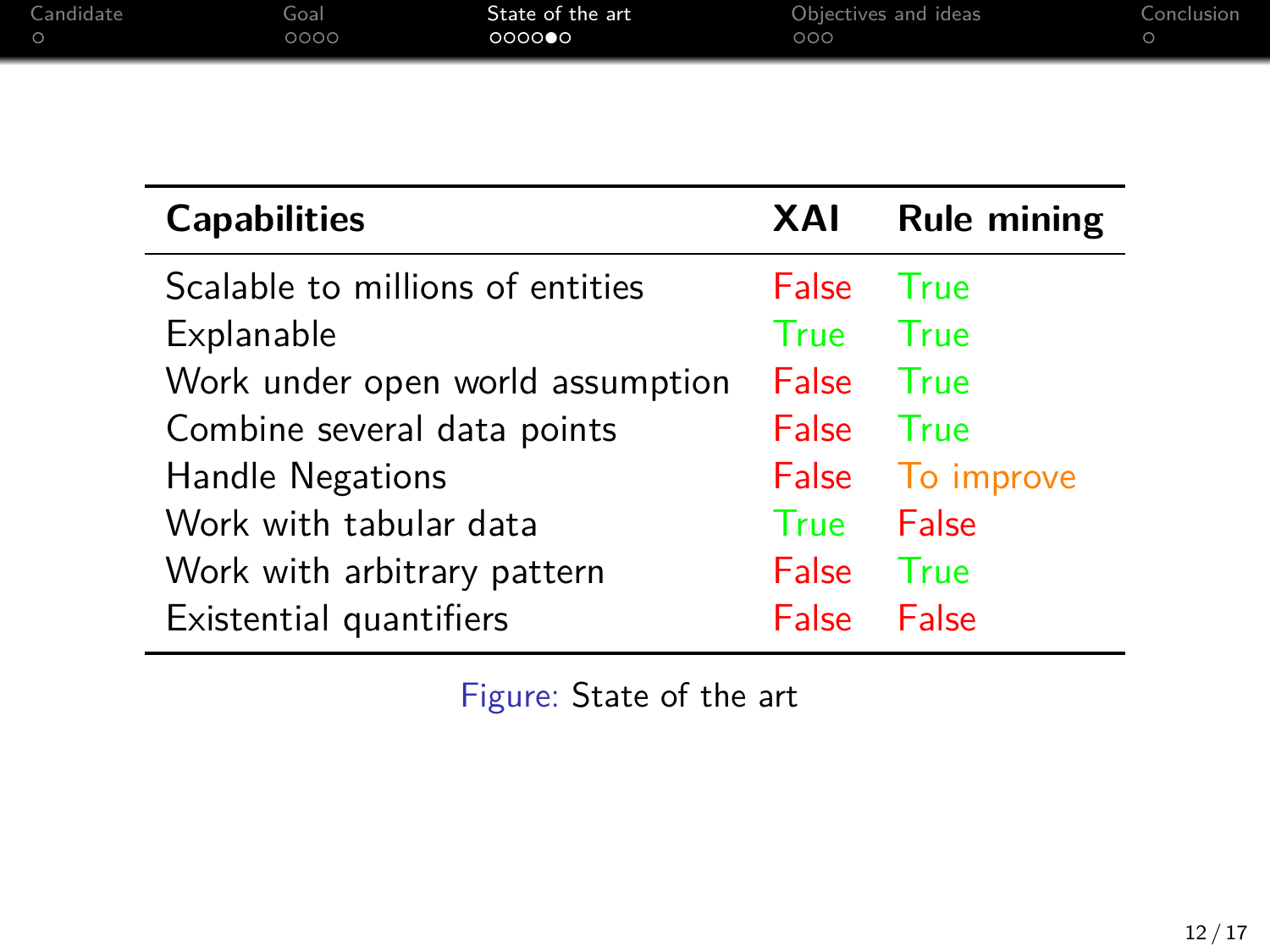| Capabilities | XAI | Rule mining |
|---|---|---|
| Scalable to millions of entities | False | True |
| Explanable | True | True |
| Work under open world assumption | False | True |
| Combine several data points | False | True |
| Handle Negations | False | To improve |
| Work with tabular data | True | False |
| Work with arbitrary pattern | False | True |
| Existential quantifiers | False | False |

Figure: State of the art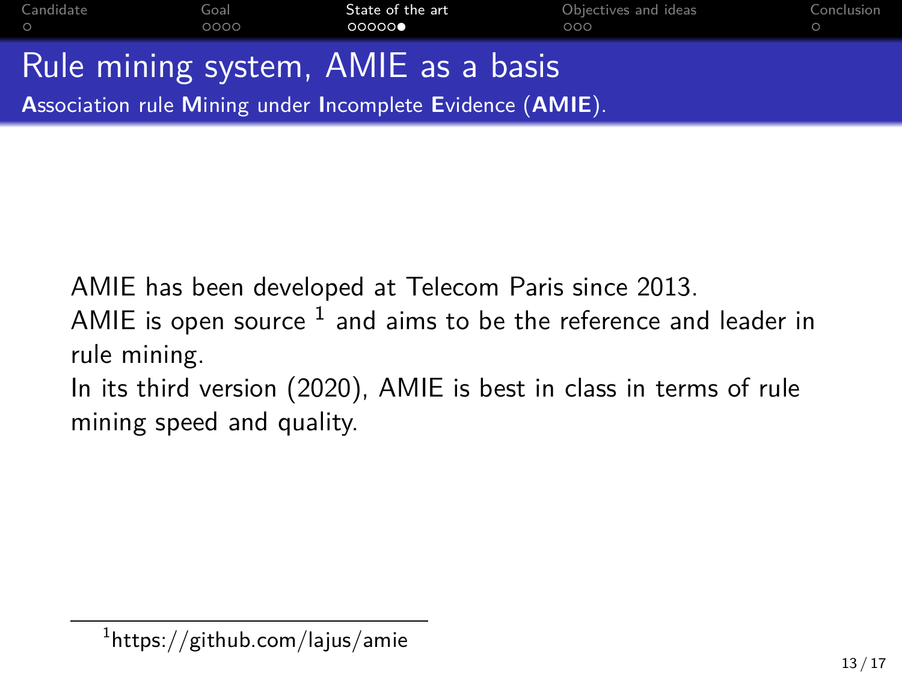# Rule mining system, AMIE as a basis

**A**ssociation rule **M**ining under **I**ncomplete **E**vidence (**AMIE**).

AMIE has been developed at Telecom Paris since 2013.
AMIE is open source [1] and aims to be the reference and leader in rule mining.
In its third version (2020), AMIE is best in class in terms of rule mining speed and quality.

[1] https://github.com/lajus/amie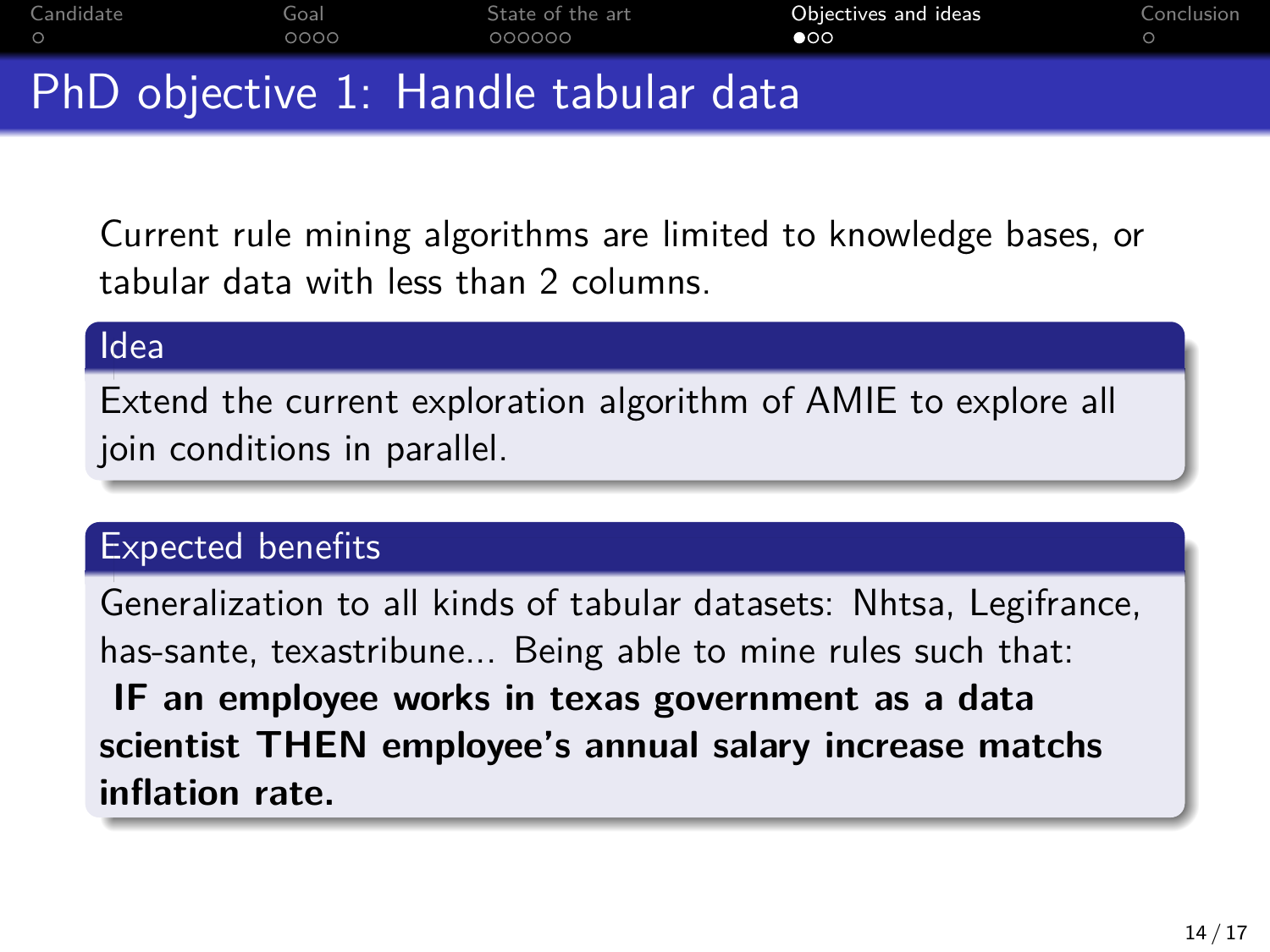# PhD objective 1: Handle tabular data

Current rule mining algorithms are limited to knowledge bases, or tabular data with less than 2 columns.

### Idea

Extend the current exploration algorithm of AMIE to explore all join conditions in parallel.

### Expected benefits

Generalization to all kinds of tabular datasets: Nhtsa, Legifrance, has-sante, texastribune... Being able to mine rules such that:
**IF an employee works in texas government as a data scientist THEN employee's annual salary increase matchs inflation rate.**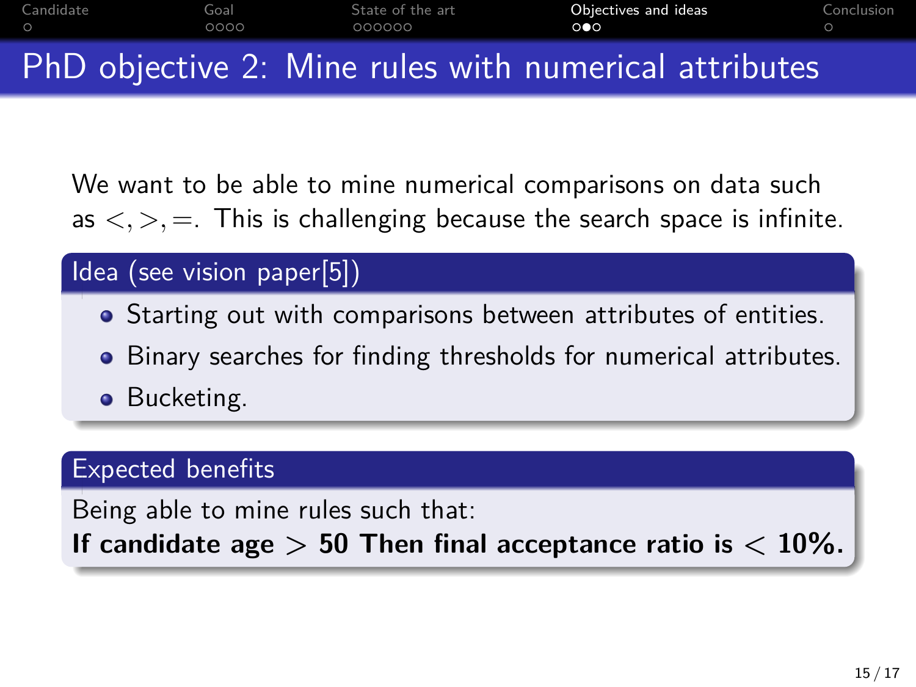# PhD objective 2: Mine rules with numerical attributes

We want to be able to mine numerical comparisons on data such as $<, >, =$. This is challenging because the search space is infinite.

## Idea (see vision paper[5])

- Starting out with comparisons between attributes of entities.
- Binary searches for finding thresholds for numerical attributes.
- Bucketing.

## Expected benefits

Being able to mine rules such that:
**If candidate age $>$ 50 Then final acceptance ratio is $<$ 10%.**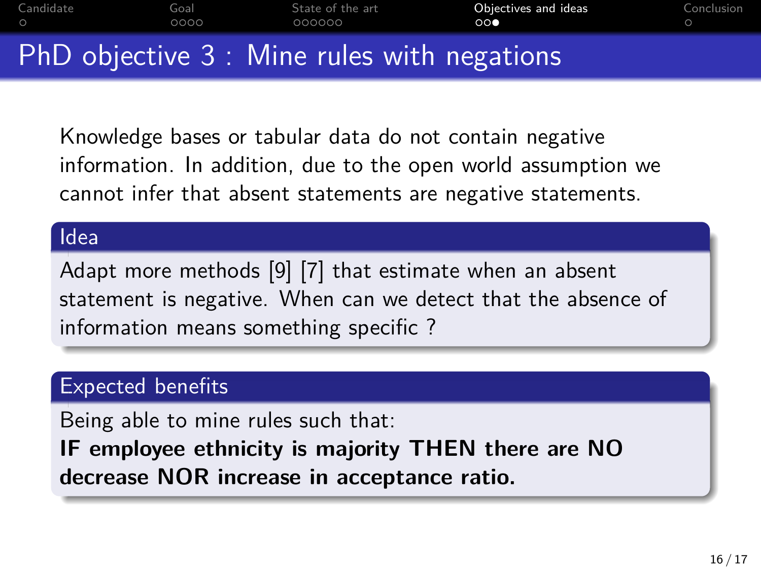# PhD objective 3 : Mine rules with negations

Knowledge bases or tabular data do not contain negative information. In addition, due to the open world assumption we cannot infer that absent statements are negative statements.

## Idea

Adapt more methods [9] [7] that estimate when an absent statement is negative. When can we detect that the absence of information means something specific ?

## Expected benefits

Being able to mine rules such that:

**IF employee ethnicity is majority THEN there are NO decrease NOR increase in acceptance ratio.**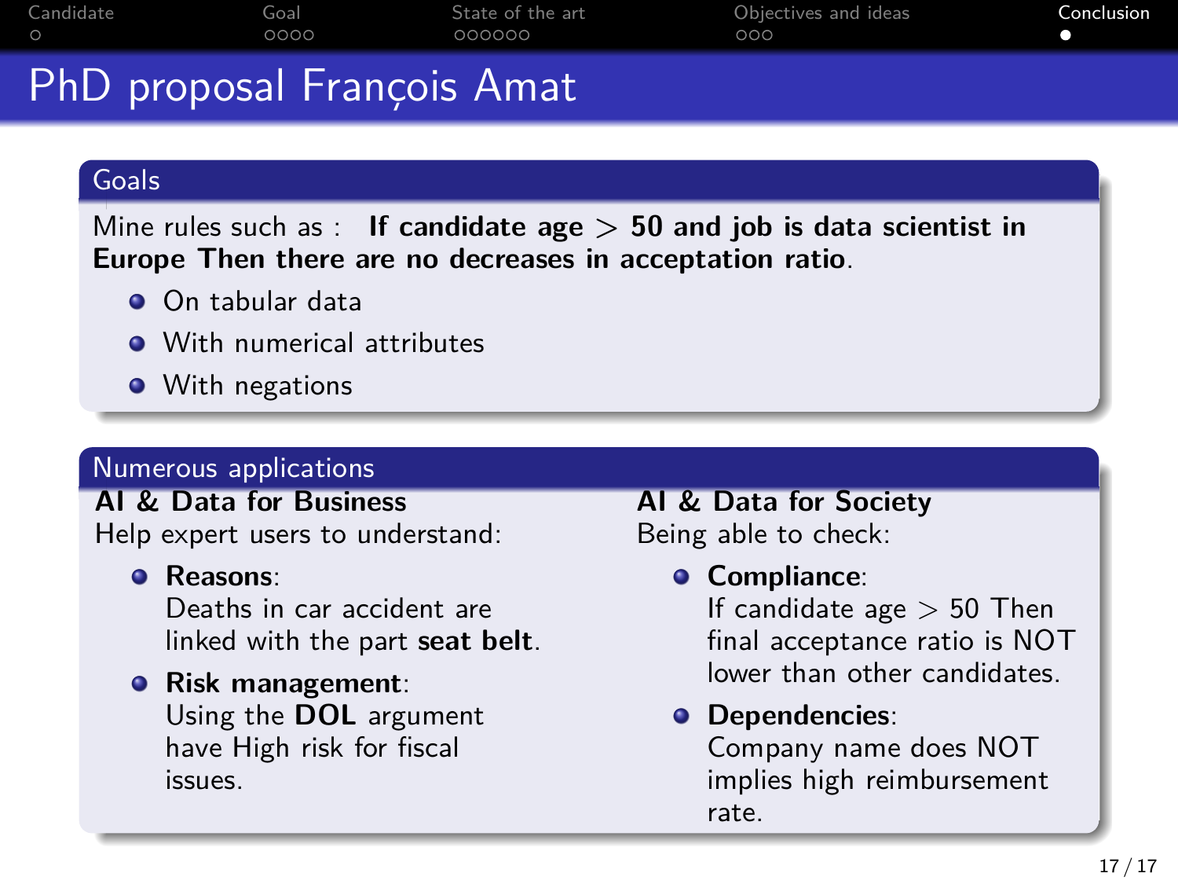# PhD proposal François Amat

## Goals

Mine rules such as : **If candidate age > 50 and job is data scientist in Europe Then there are no decreases in acceptation ratio**.

- On tabular data
- With numerical attributes
- With negations

## Numerous applications

**AI & Data for Business**

Help expert users to understand:

- **Reasons**: Deaths in car accident are linked with the part **seat belt**.
- **Risk management**: Using the **DOL** argument have High risk for fiscal issues.

**AI & Data for Society**

Being able to check:

- **Compliance**: If candidate age > 50 Then final acceptance ratio is NOT lower than other candidates.
- **Dependencies**: Company name does NOT implies high reimbursement rate.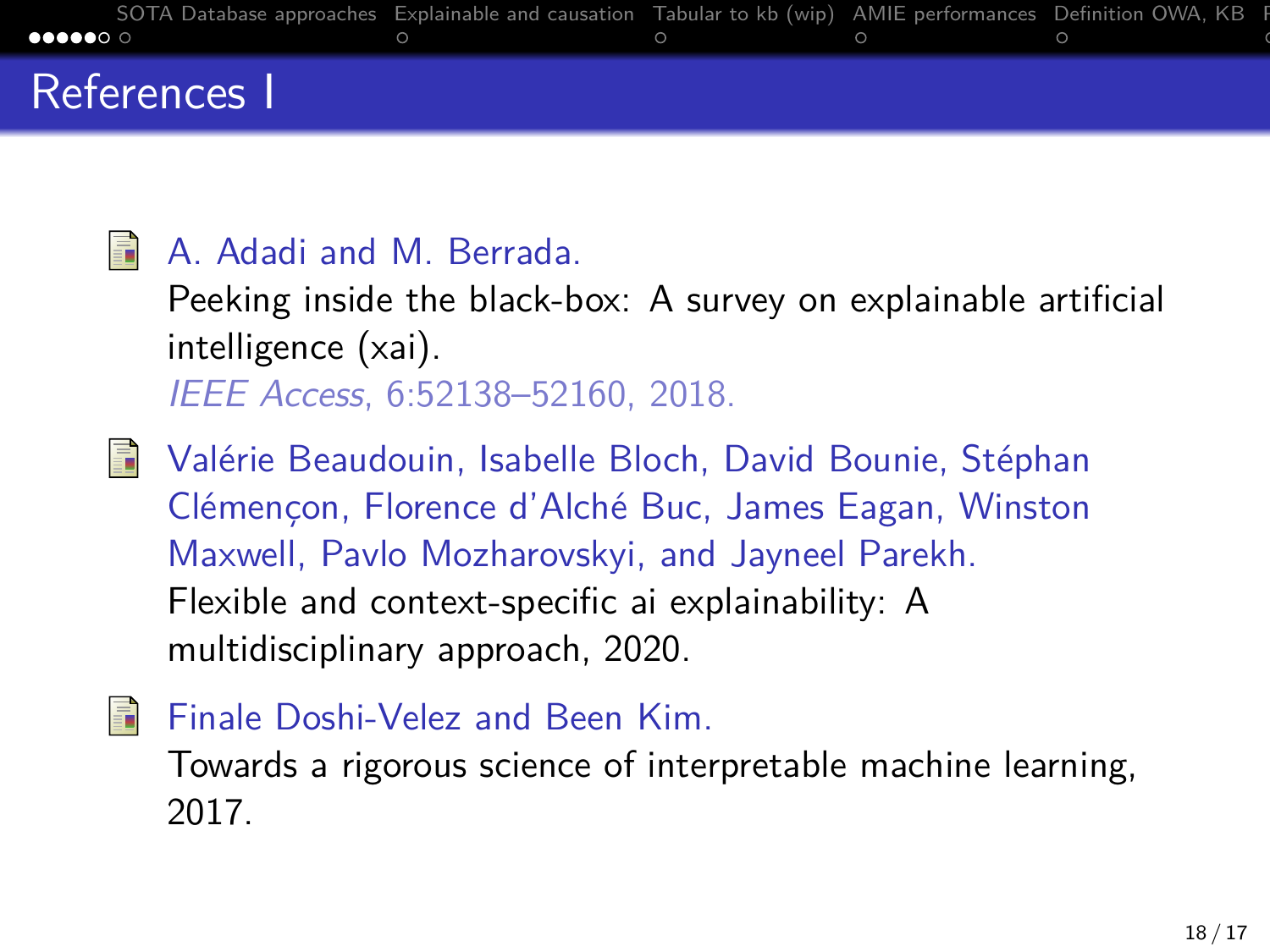# References I

- A. Adadi and M. Berrada.
  Peeking inside the black-box: A survey on explainable artificial intelligence (xai).
  *IEEE Access*, 6:52138–52160, 2018.

- Valérie Beaudouin, Isabelle Bloch, David Bounie, Stéphan Clémençon, Florence d'Alché Buc, James Eagan, Winston Maxwell, Pavlo Mozharovskyi, and Jayneel Parekh.
  Flexible and context-specific ai explainability: A multidisciplinary approach, 2020.

- Finale Doshi-Velez and Been Kim.
  Towards a rigorous science of interpretable machine learning, 2017.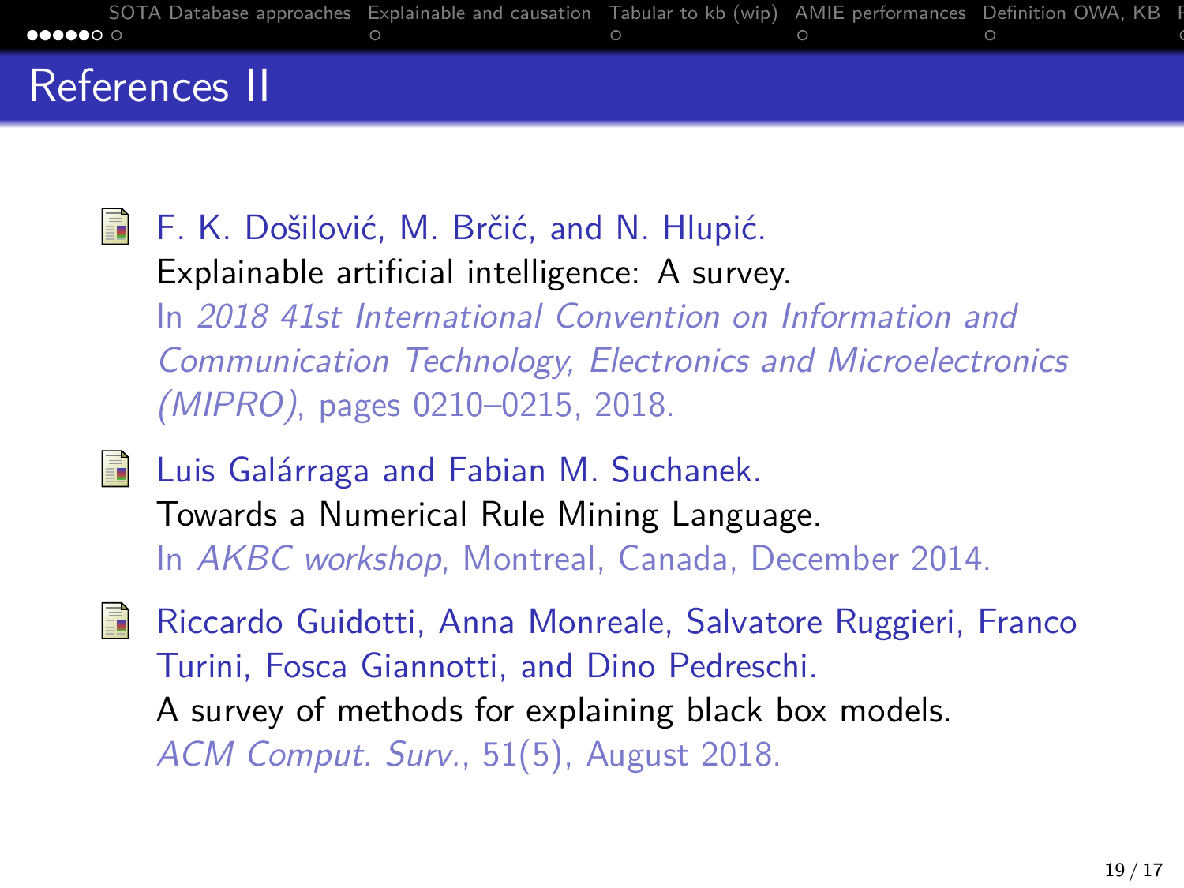# References II

- F. K. Došilović, M. Brčić, and N. Hlupić.
  Explainable artificial intelligence: A survey.
  In *2018 41st International Convention on Information and Communication Technology, Electronics and Microelectronics (MIPRO)*, pages 0210–0215, 2018.

- Luis Galárraga and Fabian M. Suchanek.
  Towards a Numerical Rule Mining Language.
  In *AKBC workshop*, Montreal, Canada, December 2014.

- Riccardo Guidotti, Anna Monreale, Salvatore Ruggieri, Franco Turini, Fosca Giannotti, and Dino Pedreschi.
  A survey of methods for explaining black box models.
  *ACM Comput. Surv.*, 51(5), August 2018.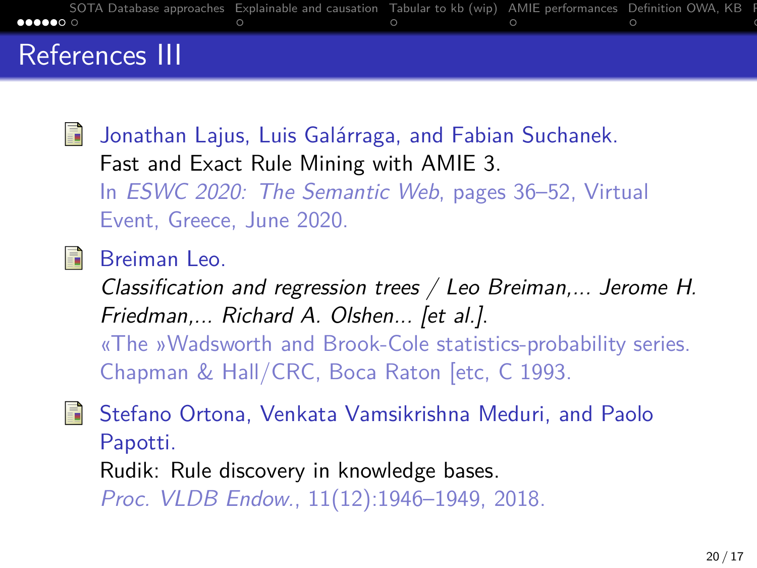# References III

- Jonathan Lajus, Luis Galárraga, and Fabian Suchanek.
  Fast and Exact Rule Mining with AMIE 3.
  In *ESWC 2020: The Semantic Web*, pages 36–52, Virtual Event, Greece, June 2020.

- Breiman Leo.
  *Classification and regression trees / Leo Breiman,... Jerome H. Friedman,... Richard A. Olshen... [et al.].*
  «The »Wadsworth and Brook-Cole statistics-probability series. Chapman & Hall/CRC, Boca Raton [etc, C 1993.

- Stefano Ortona, Venkata Vamsikrishna Meduri, and Paolo Papotti.
  Rudik: Rule discovery in knowledge bases.
  *Proc. VLDB Endow.*, 11(12):1946–1949, 2018.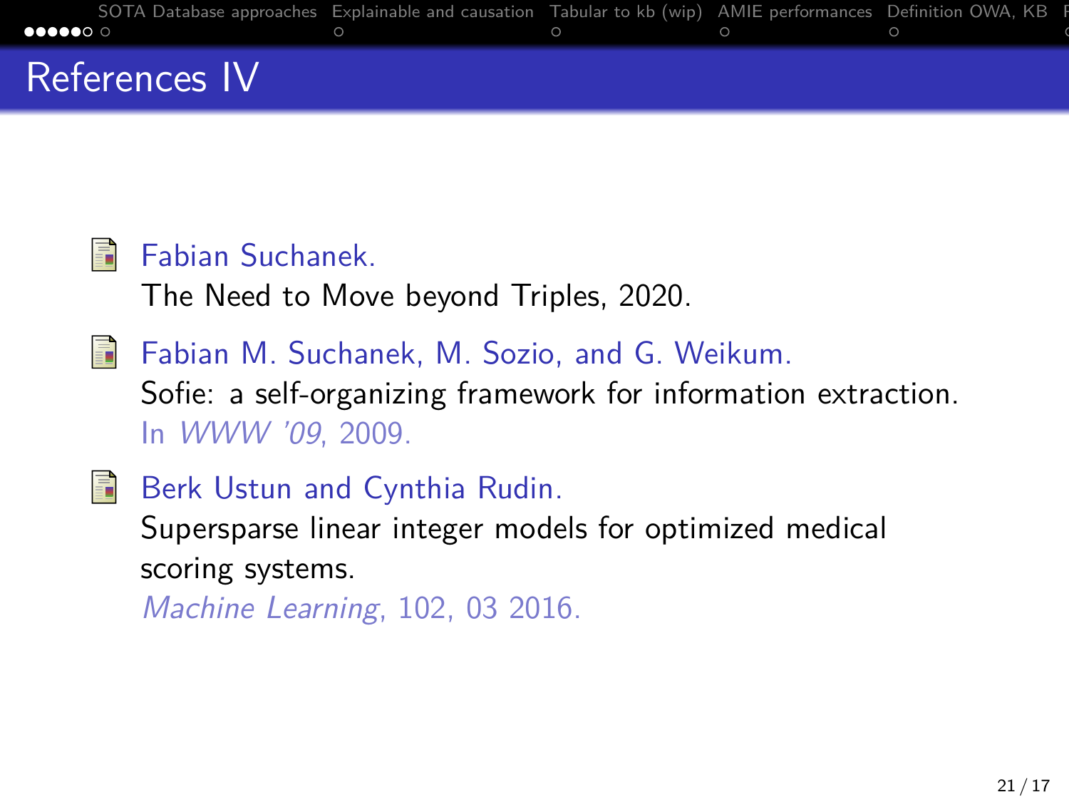# References IV

- Fabian Suchanek.
  The Need to Move beyond Triples, 2020.

- Fabian M. Suchanek, M. Sozio, and G. Weikum.
  Sofie: a self-organizing framework for information extraction.
  In *WWW '09*, 2009.

- Berk Ustun and Cynthia Rudin.
  Supersparse linear integer models for optimized medical scoring systems.
  *Machine Learning*, 102, 03 2016.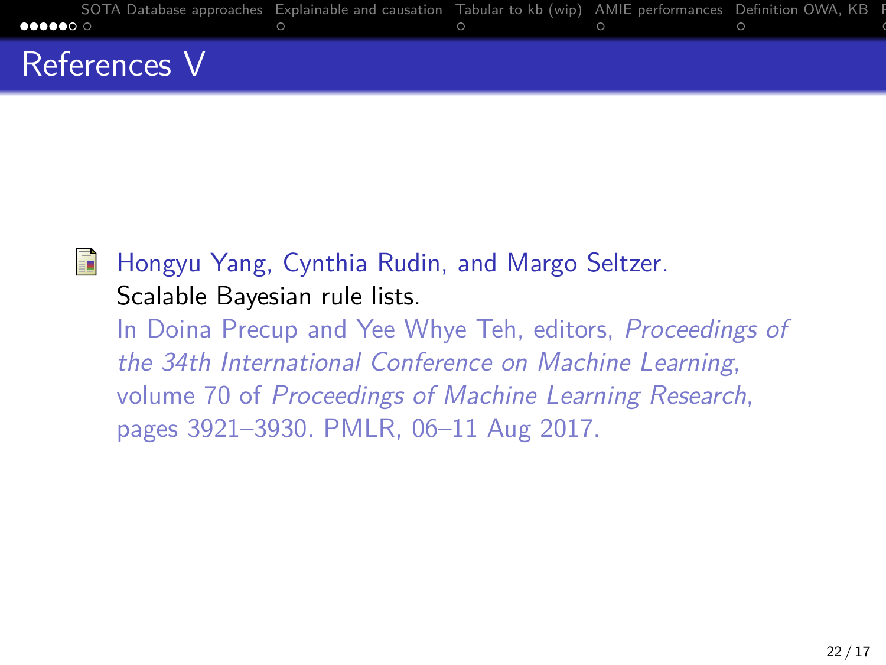# References V

- Hongyu Yang, Cynthia Rudin, and Margo Seltzer.
  Scalable Bayesian rule lists.
  In Doina Precup and Yee Whye Teh, editors, *Proceedings of the 34th International Conference on Machine Learning*, volume 70 of *Proceedings of Machine Learning Research*, pages 3921–3930. PMLR, 06–11 Aug 2017.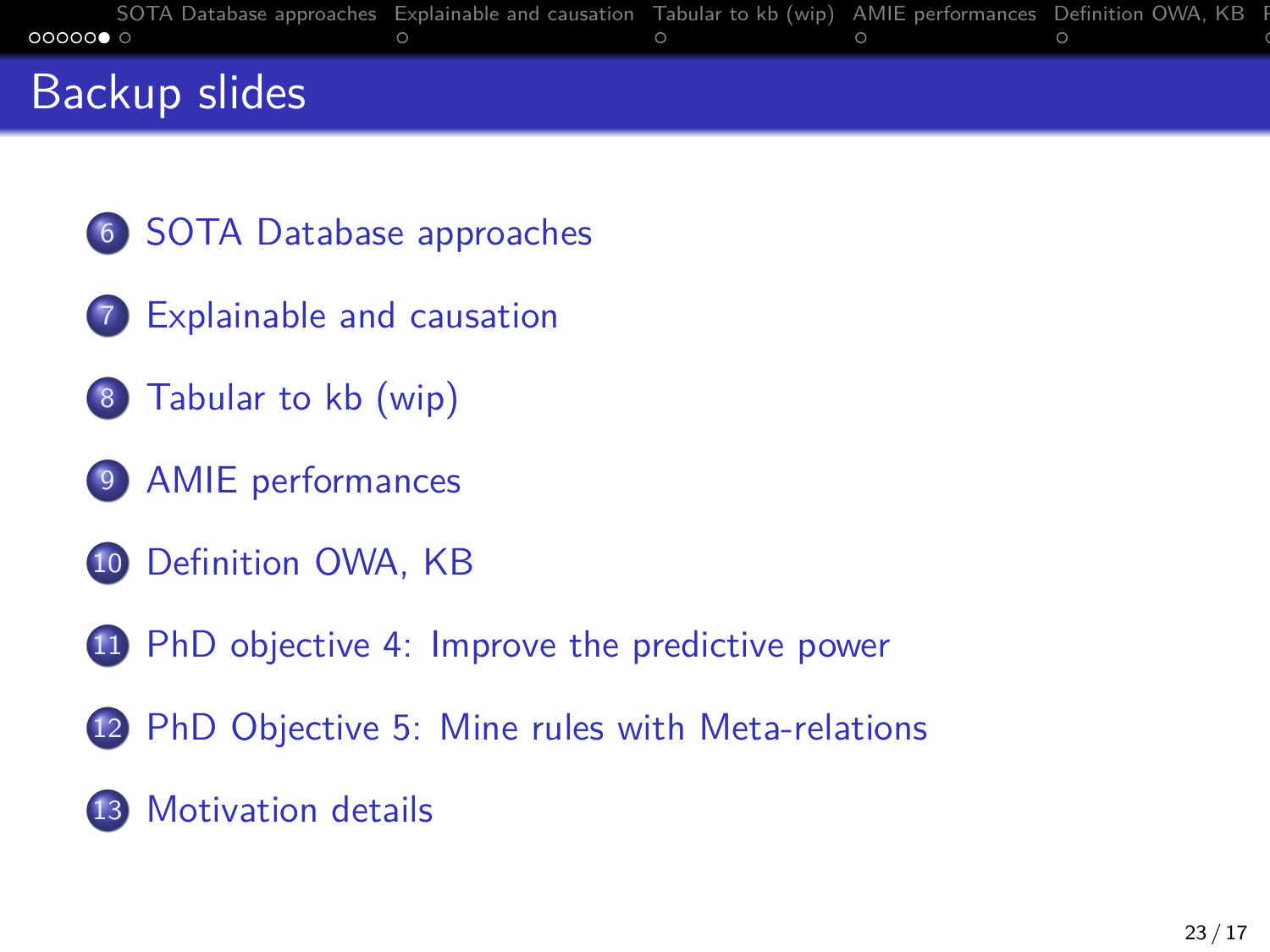# Backup slides

6. SOTA Database approaches
7. Explainable and causation
8. Tabular to kb (wip)
9. AMIE performances
10. Definition OWA, KB
11. PhD objective 4: Improve the predictive power
12. PhD Objective 5: Mine rules with Meta-relations
13. Motivation details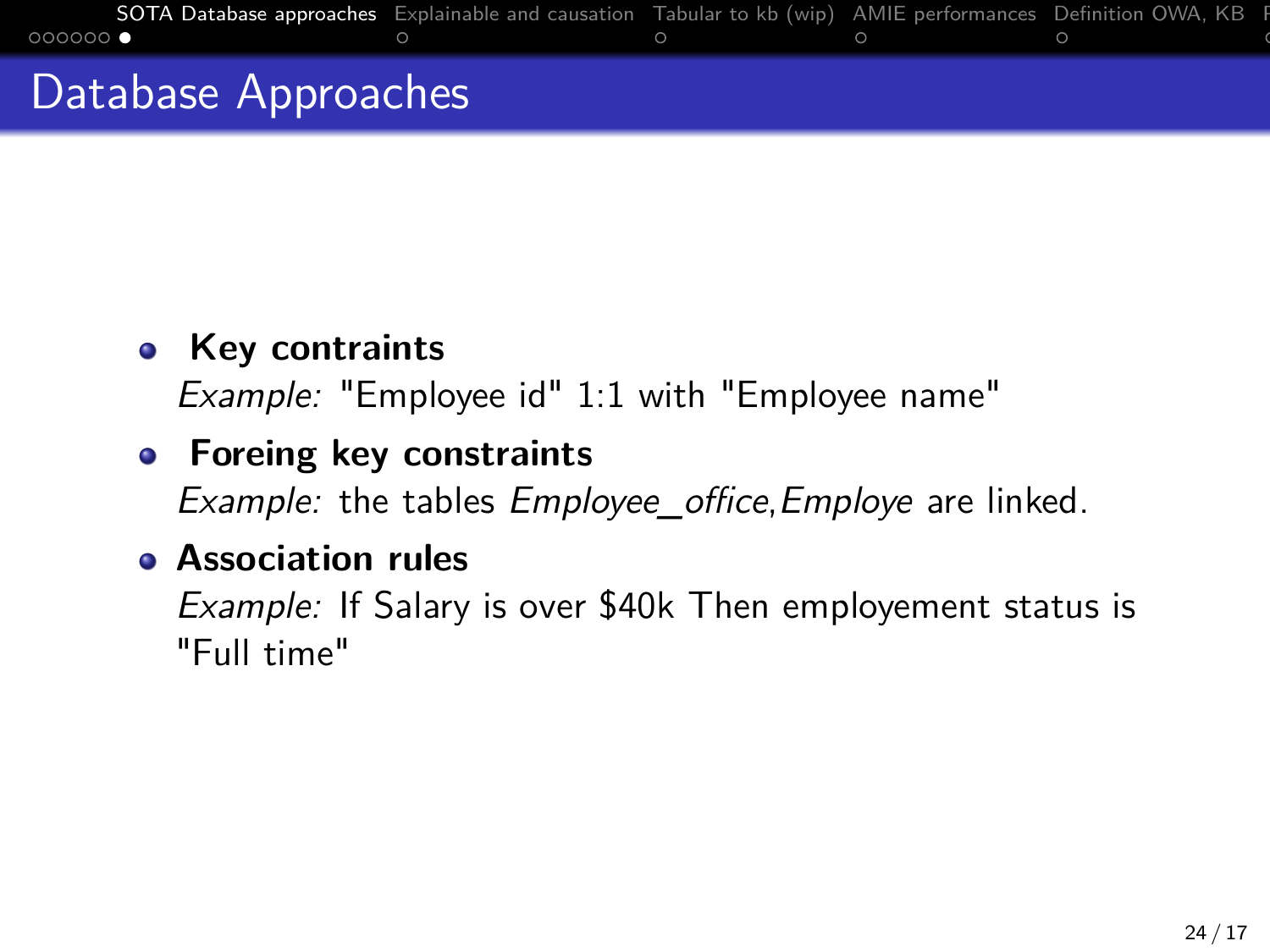# Database Approaches

- **Key contraints**
  *Example:* "Employee id" 1:1 with "Employee name"
- **Foreing key constraints**
  *Example:* the tables *Employee_office*,*Employe* are linked.
- **Association rules**
  *Example:* If Salary is over $40k Then employement status is "Full time"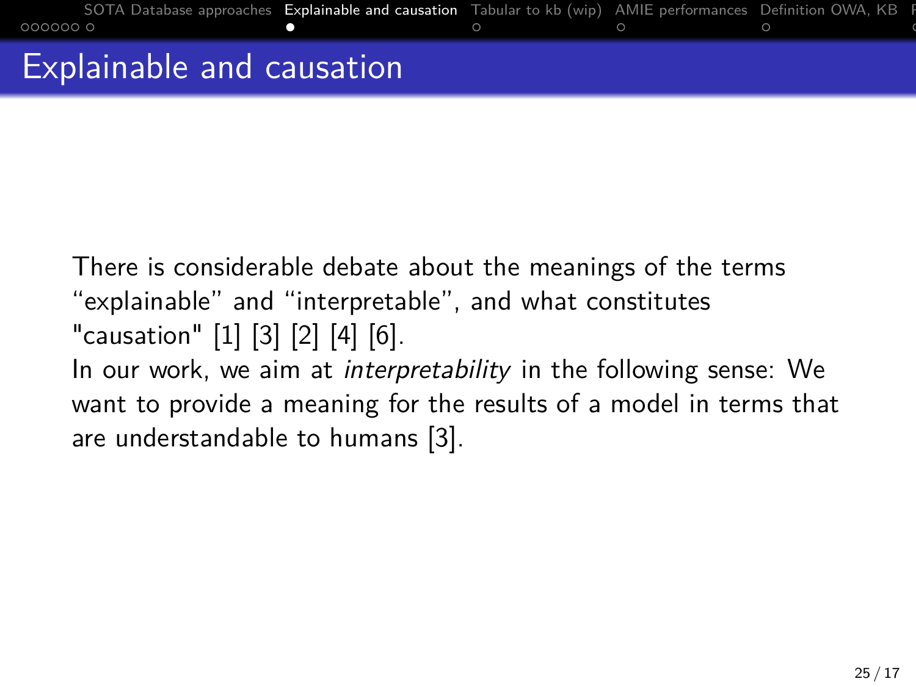# Explainable and causation

There is considerable debate about the meanings of the terms “explainable” and “interpretable”, and what constitutes "causation" [1] [3] [2] [4] [6].
In our work, we aim at *interpretability* in the following sense: We want to provide a meaning for the results of a model in terms that are understandable to humans [3].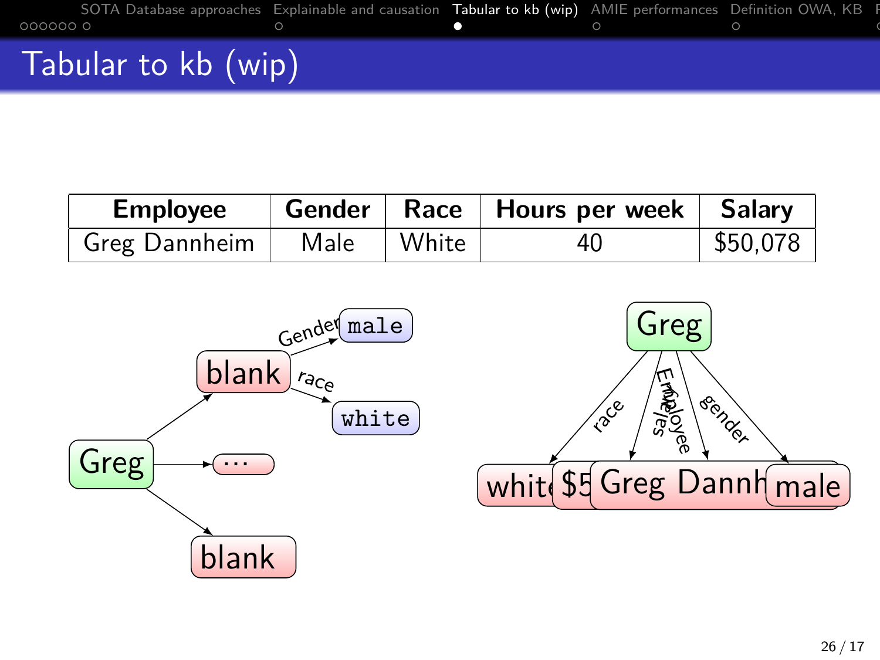# Tabular to kb (wip)

| Employee | Gender | Race | Hours per week | Salary |
|---|---|---|---|---|
| Greg Dannheim | Male | White | 40 | $50,078 |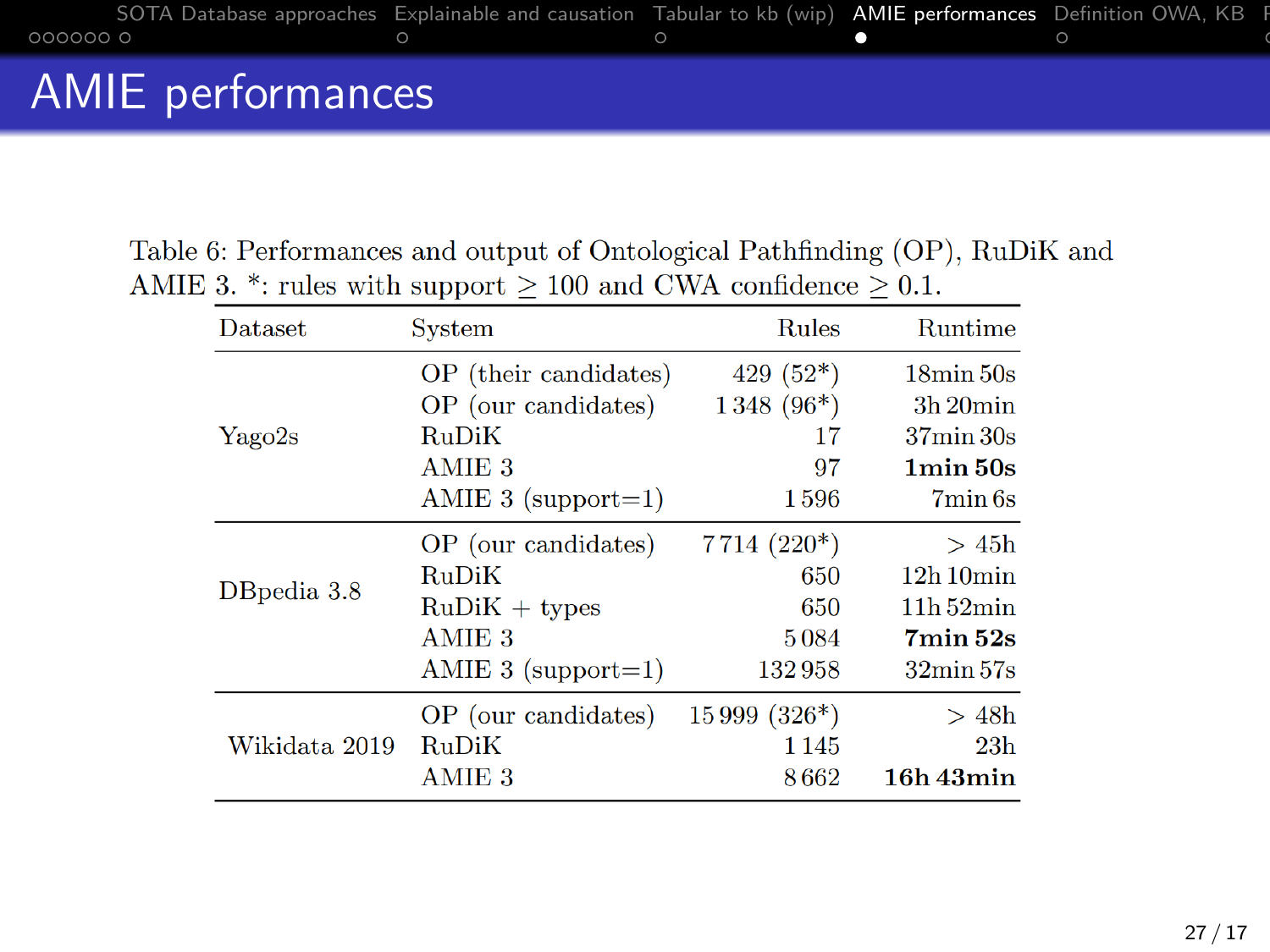# AMIE performances

Table 6: Performances and output of Ontological Pathfinding (OP), RuDiK and AMIE 3. *: rules with support $\geq$ 100 and CWA confidence $\geq$ 0.1.

| Dataset | System | Rules | Runtime |
|---|---|---|---|
| Yago2s | OP (their candidates) | 429 (52*) | 18min 50s |
| | OP (our candidates) | 1 348 (96*) | 3h 20min |
| | RuDiK | 17 | 37min 30s |
| | AMIE 3 | 97 | **1min 50s** |
| | AMIE 3 (support=1) | 1 596 | 7min 6s |
| DBpedia 3.8 | OP (our candidates) | 7 714 (220*) | $>$ 45h |
| | RuDiK | 650 | 12h 10min |
| | RuDiK + types | 650 | 11h 52min |
| | AMIE 3 | 5 084 | **7min 52s** |
| | AMIE 3 (support=1) | 132 958 | 32min 57s |
| Wikidata 2019 | OP (our candidates) | 15 999 (326*) | $>$ 48h |
| | RuDiK | 1 145 | 23h |
| | AMIE 3 | 8 662 | **16h 43min** |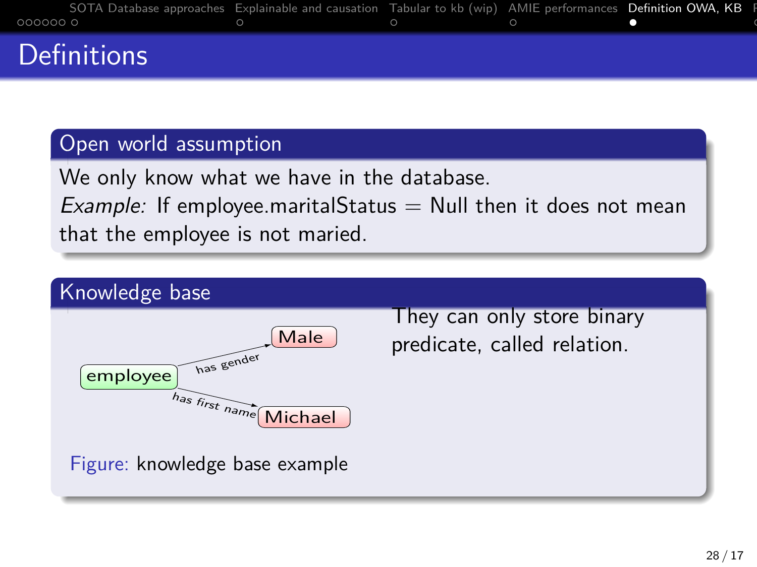# Definitions

## Open world assumption

We only know what we have in the database.
*Example:* If employee.maritalStatus = Null then it does not mean that the employee is not maried.

## Knowledge base

employee —has gender→ Male
employee —has first name→ Michael

Figure: knowledge base example

They can only store binary predicate, called relation.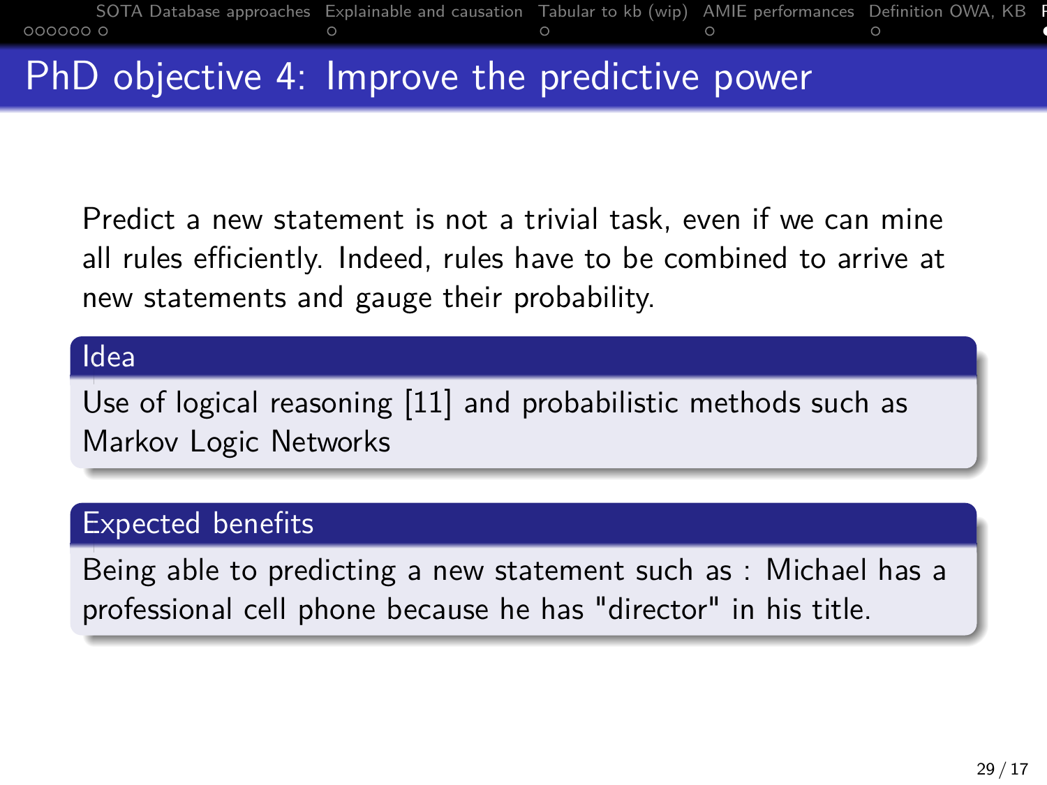# PhD objective 4: Improve the predictive power

Predict a new statement is not a trivial task, even if we can mine all rules efficiently. Indeed, rules have to be combined to arrive at new statements and gauge their probability.

### Idea

Use of logical reasoning [11] and probabilistic methods such as Markov Logic Networks

### Expected benefits

Being able to predicting a new statement such as : Michael has a professional cell phone because he has "director" in his title.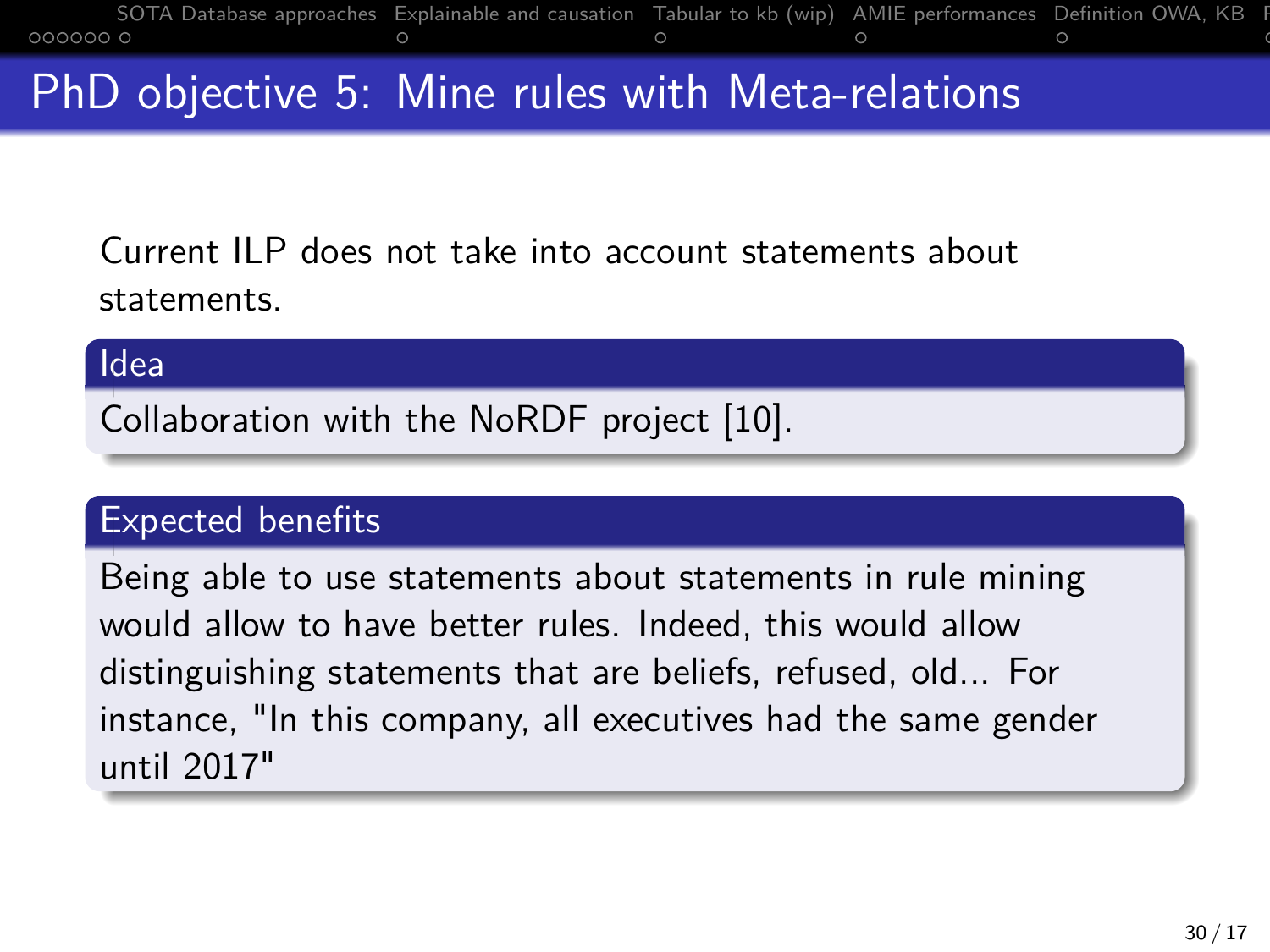# PhD objective 5: Mine rules with Meta-relations

Current ILP does not take into account statements about statements.

### Idea

Collaboration with the NoRDF project [10].

### Expected benefits

Being able to use statements about statements in rule mining would allow to have better rules. Indeed, this would allow distinguishing statements that are beliefs, refused, old... For instance, "In this company, all executives had the same gender until 2017"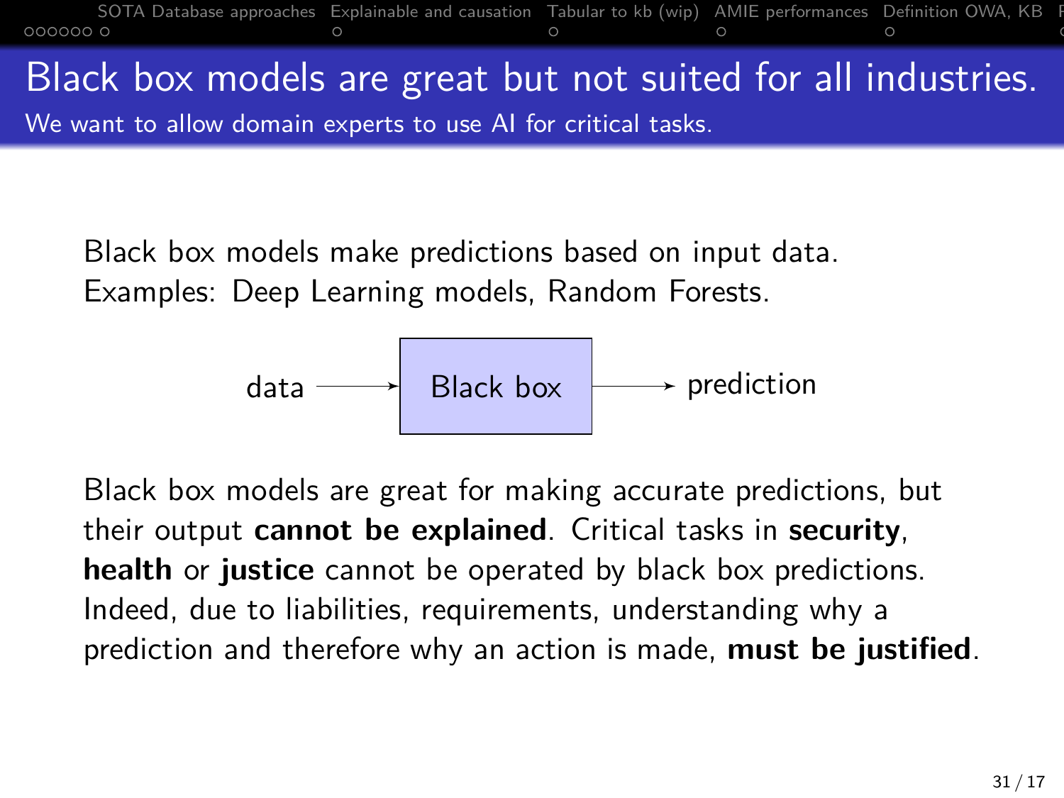# Black box models are great but not suited for all industries.

We want to allow domain experts to use AI for critical tasks.

Black box models make predictions based on input data.
Examples: Deep Learning models, Random Forests.

data → Black box → prediction

Black box models are great for making accurate predictions, but their output **cannot be explained**. Critical tasks in **security**, **health** or **justice** cannot be operated by black box predictions. Indeed, due to liabilities, requirements, understanding why a prediction and therefore why an action is made, **must be justified**.